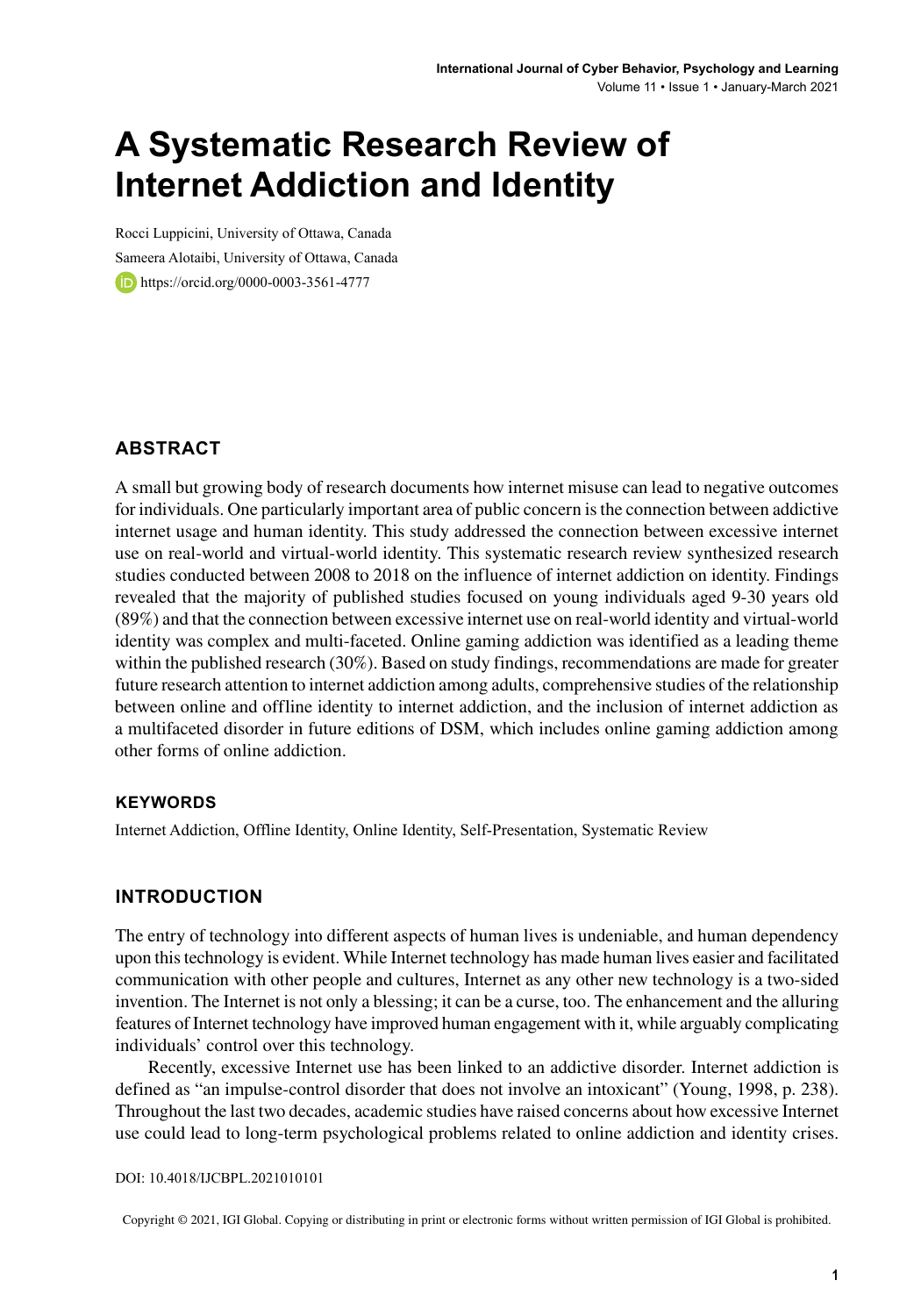# A Systematic Research Review of Internet Addiction and Identity

Rocci Luppicini, University of Ottawa, Canada

Sameera Alotaibi, University of Ottawa, Canada

https://orcid.org/0000-0003-3561-4777

## ABSTRACT

A small but growing body of research documents how internet misuse can lead to negative outcomes for individuals. One particularly important area of public concern is the connection between addictive internet usage and human identity. This study addressed the connection between excessive internet use on real-world and virtual-world identity. This systematic research review synthesized research studies conducted between 2008 to 2018 on the influence of internet addiction on identity. Findings revealed that the majority of published studies focused on young individuals aged 9-30 years old (89%) and that the connection between excessive internet use on real-world identity and virtual-world identity was complex and multi-faceted. Online gaming addiction was identified as a leading theme within the published research (30%). Based on study findings, recommendations are made for greater future research attention to internet addiction among adults, comprehensive studies of the relationship between online and offline identity to internet addiction, and the inclusion of internet addiction as a multifaceted disorder in future editions of DSM, which includes online gaming addiction among other forms of online addiction.

### KEYWORDS

Internet Addiction, Offline Identity, Online Identity, Self-Presentation, Systematic Review

## INTRODUCTION

The entry of technology into different aspects of human lives is undeniable, and human dependency upon this technology is evident. While Internet technology has made human lives easier and facilitated communication with other people and cultures, Internet as any other new technology is a two-sided invention. The Internet is not only a blessing; it can be a curse, too. The enhancement and the alluring features of Internet technology have improved human engagement with it, while arguably complicating individuals' control over this technology.

Recently, excessive Internet use has been linked to an addictive disorder. Internet addiction is defined as "an impulse-control disorder that does not involve an intoxicant" (Young, 1998, p. 238). Throughout the last two decades, academic studies have raised concerns about how excessive Internet use could lead to long-term psychological problems related to online addiction and identity crises.

DOI: 10.4018/IJCBPL.2021010101

Copyright © 2021, IGI Global. Copying or distributing in print or electronic forms without written permission of IGI Global is prohibited.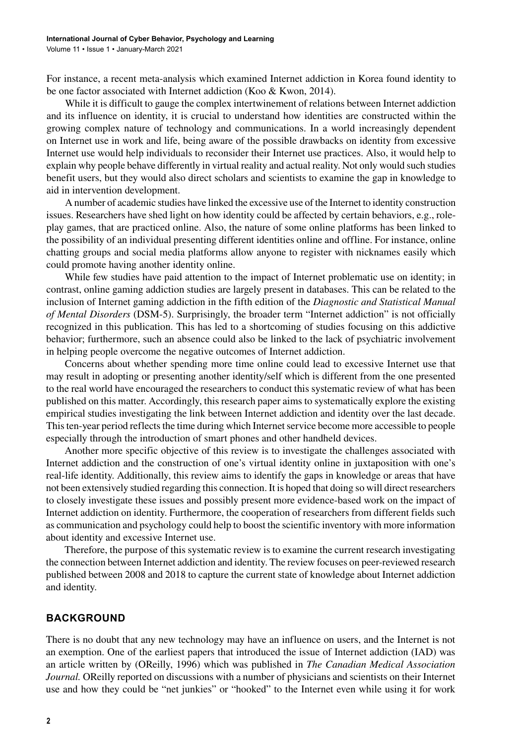For instance, a recent meta-analysis which examined Internet addiction in Korea found identity to be one factor associated with Internet addiction (Koo & Kwon, 2014).

While it is difficult to gauge the complex intertwinement of relations between Internet addiction and its influence on identity, it is crucial to understand how identities are constructed within the growing complex nature of technology and communications. In a world increasingly dependent on Internet use in work and life, being aware of the possible drawbacks on identity from excessive Internet use would help individuals to reconsider their Internet use practices. Also, it would help to explain why people behave differently in virtual reality and actual reality. Not only would such studies benefit users, but they would also direct scholars and scientists to examine the gap in knowledge to aid in intervention development.

A number of academic studies have linked the excessive use of the Internet to identity construction issues. Researchers have shed light on how identity could be affected by certain behaviors, e.g., role-play games, that are practiced online. Also, the nature of some online platforms has been linked to the possibility of an individual presenting different identities online and offline. For instance, online chatting groups and social media platforms allow anyone to register with nicknames easily which could promote having another identity online.

While few studies have paid attention to the impact of Internet problematic use on identity; in contrast, online gaming addiction studies are largely present in databases. This can be related to the inclusion of Internet gaming addiction in the fifth edition of the *Diagnostic and Statistical Manual of Mental Disorders* (DSM-5). Surprisingly, the broader term "Internet addiction" is not officially recognized in this publication. This has led to a shortcoming of studies focusing on this addictive behavior; furthermore, such an absence could also be linked to the lack of psychiatric involvement in helping people overcome the negative outcomes of Internet addiction.

Concerns about whether spending more time online could lead to excessive Internet use that may result in adopting or presenting another identity/self which is different from the one presented to the real world have encouraged the researchers to conduct this systematic review of what has been published on this matter. Accordingly, this research paper aims to systematically explore the existing empirical studies investigating the link between Internet addiction and identity over the last decade. This ten-year period reflects the time during which Internet service become more accessible to people especially through the introduction of smart phones and other handheld devices.

Another more specific objective of this review is to investigate the challenges associated with Internet addiction and the construction of one's virtual identity online in juxtaposition with one's real-life identity. Additionally, this review aims to identify the gaps in knowledge or areas that have not been extensively studied regarding this connection. It is hoped that doing so will direct researchers to closely investigate these issues and possibly present more evidence-based work on the impact of Internet addiction on identity. Furthermore, the cooperation of researchers from different fields such as communication and psychology could help to boost the scientific inventory with more information about identity and excessive Internet use.

Therefore, the purpose of this systematic review is to examine the current research investigating the connection between Internet addiction and identity. The review focuses on peer-reviewed research published between 2008 and 2018 to capture the current state of knowledge about Internet addiction and identity.

## BACKGROUND

There is no doubt that any new technology may have an influence on users, and the Internet is not an exemption. One of the earliest papers that introduced the issue of Internet addiction (IAD) was an article written by (OReilly, 1996) which was published in *The Canadian Medical Association Journal.* OReilly reported on discussions with a number of physicians and scientists on their Internet use and how they could be "net junkies" or "hooked" to the Internet even while using it for work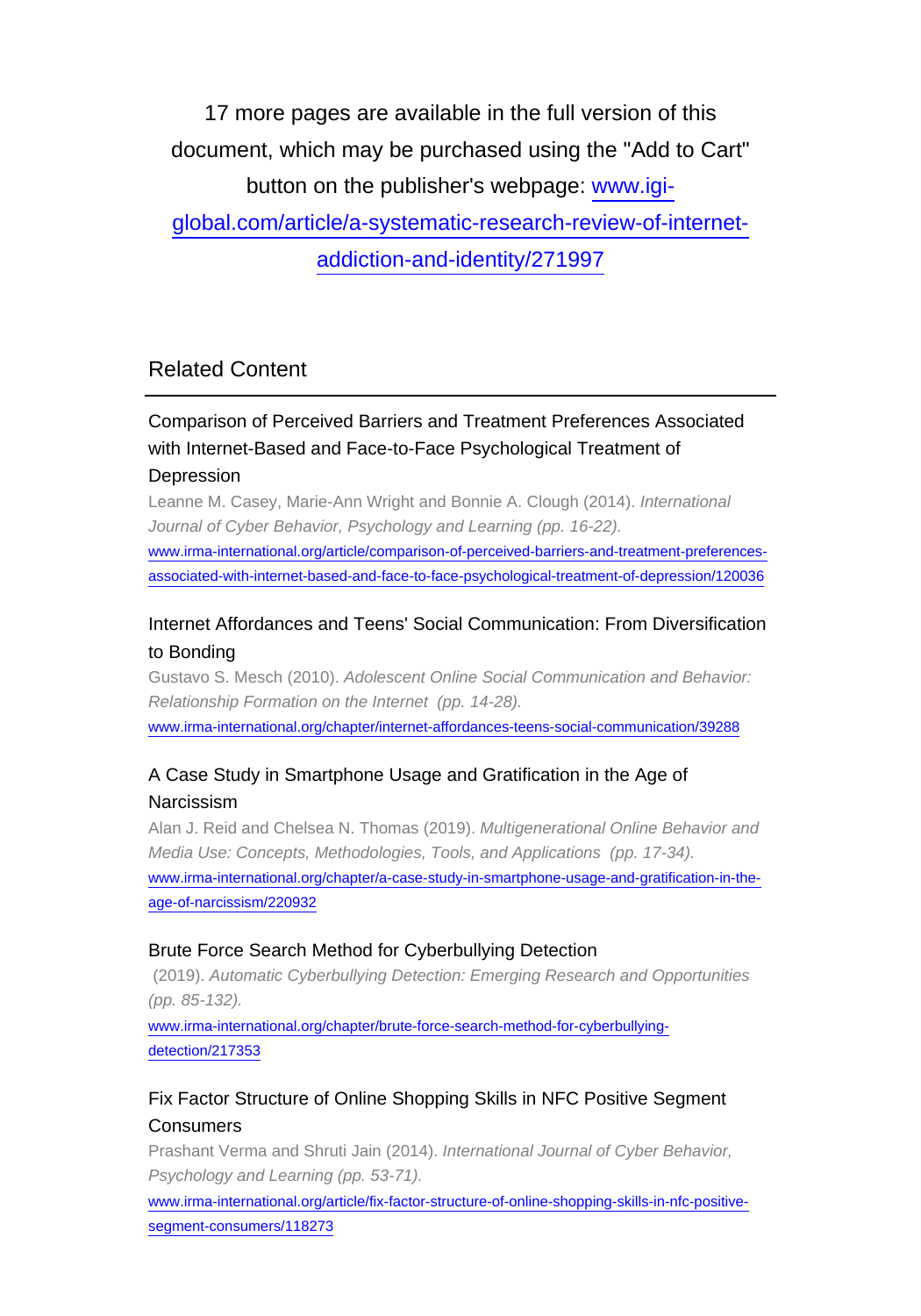17 more pages are available in the full version of this document, which may be purchased using the "Add to Cart" button on the publisher's webpage: www.igi-global.com/article/a-systematic-research-review-of-internet-addiction-and-identity/271997

## Related Content

### Comparison of Perceived Barriers and Treatment Preferences Associated with Internet-Based and Face-to-Face Psychological Treatment of Depression

Leanne M. Casey, Marie-Ann Wright and Bonnie A. Clough (2014). *International Journal of Cyber Behavior, Psychology and Learning (pp. 16-22).*

www.irma-international.org/article/comparison-of-perceived-barriers-and-treatment-preferences-associated-with-internet-based-and-face-to-face-psychological-treatment-of-depression/120036

### Internet Affordances and Teens' Social Communication: From Diversification to Bonding

Gustavo S. Mesch (2010). *Adolescent Online Social Communication and Behavior: Relationship Formation on the Internet (pp. 14-28).*

www.irma-international.org/chapter/internet-affordances-teens-social-communication/39288

### A Case Study in Smartphone Usage and Gratification in the Age of Narcissism

Alan J. Reid and Chelsea N. Thomas (2019). *Multigenerational Online Behavior and Media Use: Concepts, Methodologies, Tools, and Applications (pp. 17-34).*

www.irma-international.org/chapter/a-case-study-in-smartphone-usage-and-gratification-in-the-age-of-narcissism/220932

### Brute Force Search Method for Cyberbullying Detection

(2019). *Automatic Cyberbullying Detection: Emerging Research and Opportunities (pp. 85-132).*

www.irma-international.org/chapter/brute-force-search-method-for-cyberbullying-detection/217353

### Fix Factor Structure of Online Shopping Skills in NFC Positive Segment Consumers

Prashant Verma and Shruti Jain (2014). *International Journal of Cyber Behavior, Psychology and Learning (pp. 53-71).*

www.irma-international.org/article/fix-factor-structure-of-online-shopping-skills-in-nfc-positive-segment-consumers/118273